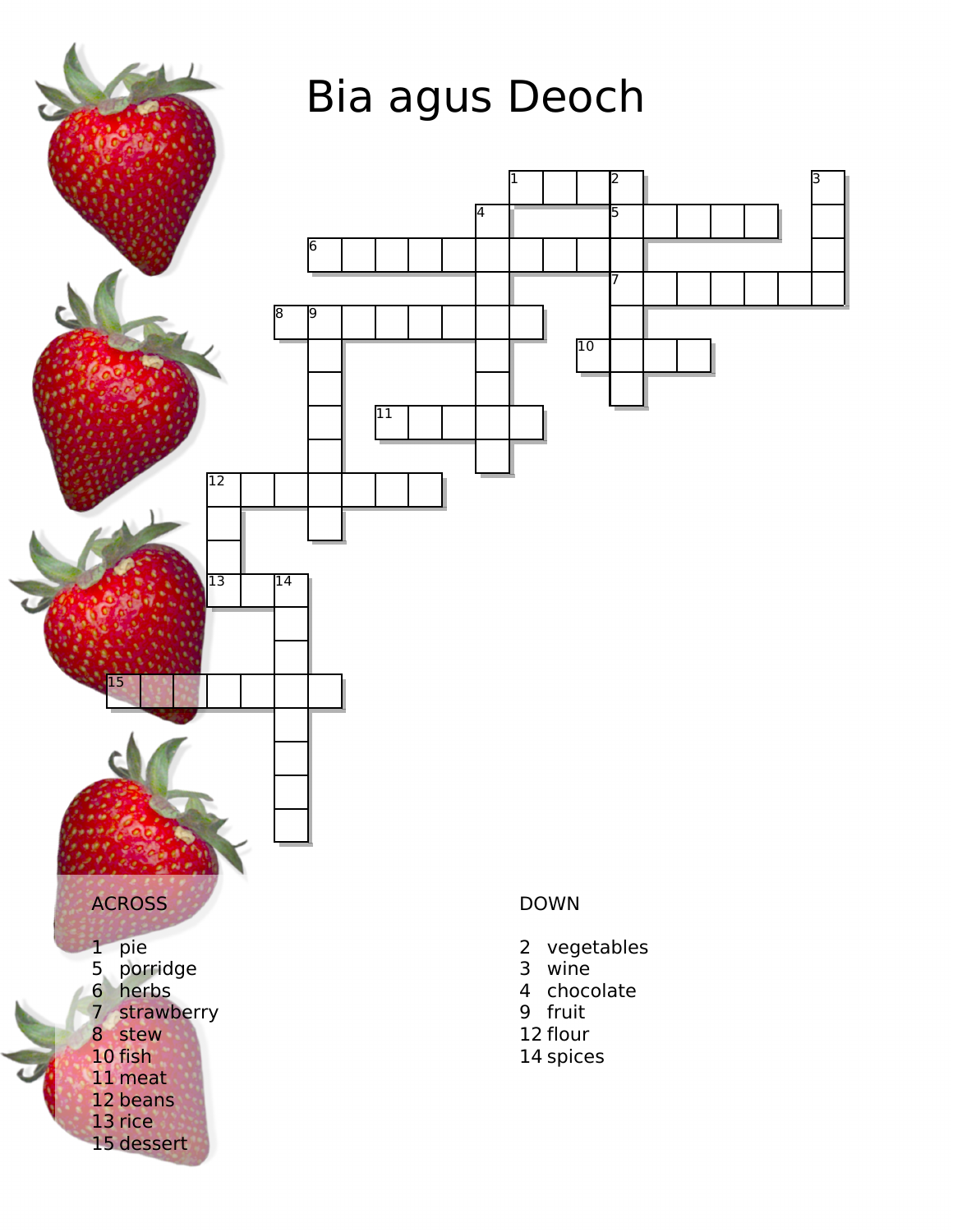# Bia agus Deoch

ACROSS

1 pie
5 porridge
6 herbs
7 strawberry
8 stew
10 fish
11 meat
12 beans
13 rice
15 dessert

DOWN

2 vegetables
3 wine
4 chocolate
9 fruit
12 flour
14 spices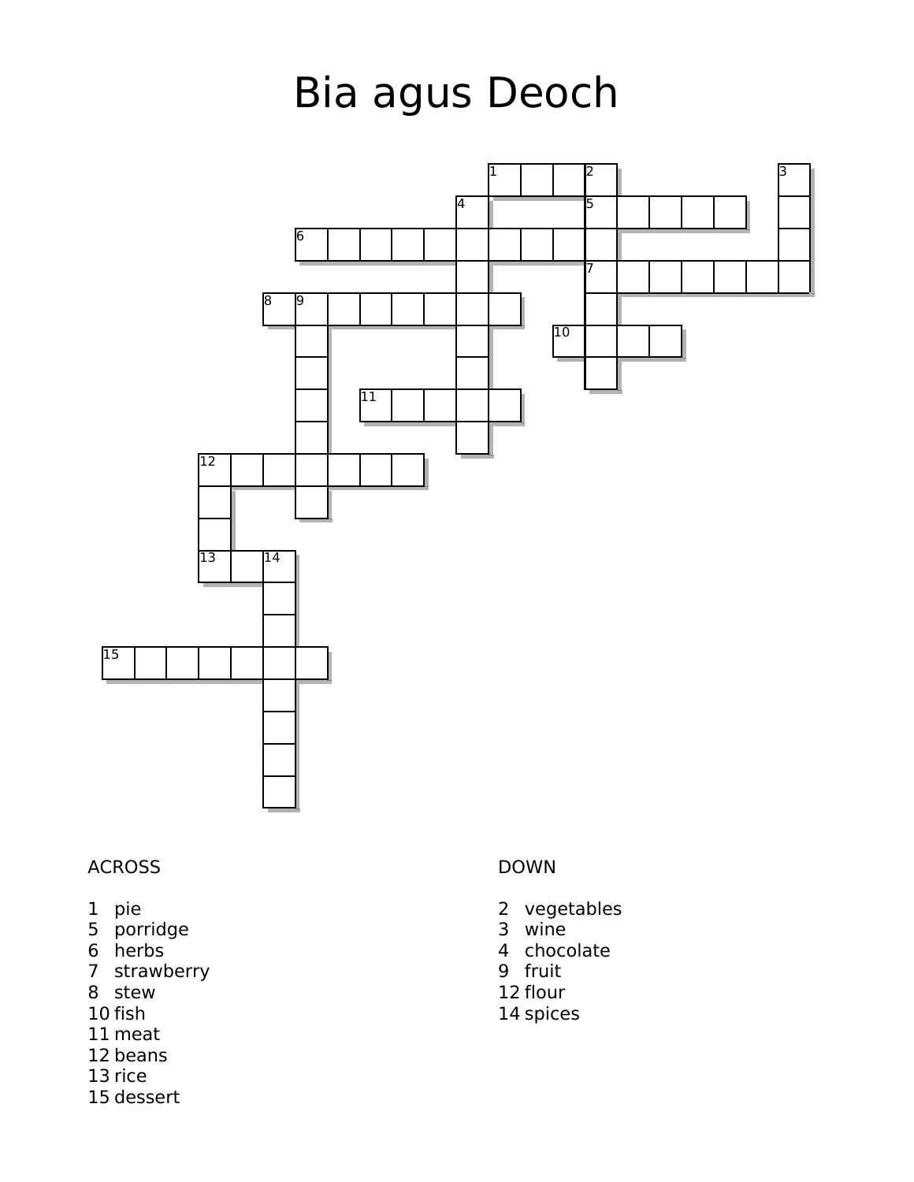# Bia agus Deoch

ACROSS

1 pie
5 porridge
6 herbs
7 strawberry
8 stew
10 fish
11 meat
12 beans
13 rice
15 dessert

DOWN

2 vegetables
3 wine
4 chocolate
9 fruit
12 flour
14 spices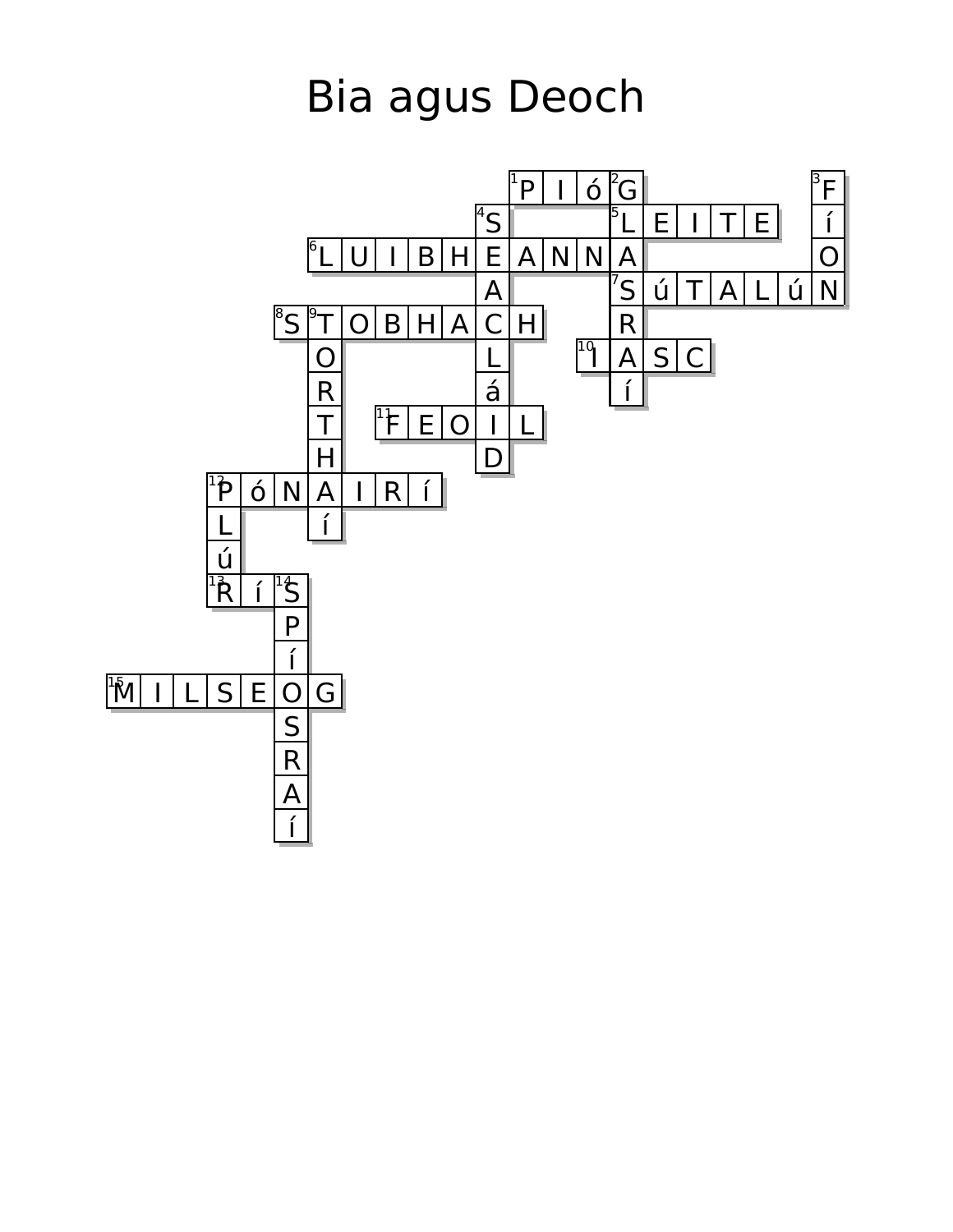# Bia agus Deoch

| | | | | | | | | | | | | | | | | | | | | | |
|---|---|---|---|---|---|---|---|---|---|---|---|---|---|---|---|---|---|---|---|---|---|
| | | | | | | | | | | | | [1] P | I | ó | [2] G | | | | | | [3] F |
| | | | | | | | | | | | [4] S | | | | [5] L | E | I | T | E | | í |
| | | | | | | [6] L | U | I | B | H | E | A | N | N | A | | | | | | O |
| | | | | | | | | | | | A | | | | [7] S | ú | T | A | L | ú | N |
| | | | | | [8] S | [9] T | O | B | H | A | C | H | | | R | | | | | | |
| | | | | | | O | | | | | L | | | [10] I | A | S | C | | | | |
| | | | | | | R | | | | | á | | | | í | | | | | | |
| | | | | | | T | | [11] F | E | O | I | L | | | | | | | | | |
| | | | | | | H | | | | | D | | | | | | | | | | |
| | | | [12] P | ó | N | A | I | R | í | | | | | | | | | | | | |
| | | | L | | | í | | | | | | | | | | | | | | | |
| | | | ú | | | | | | | | | | | | | | | | | | |
| | | | [13] R | í | [14] S | | | | | | | | | | | | | | | | |
| | | | | | P | | | | | | | | | | | | | | | | |
| | | | | | í | | | | | | | | | | | | | | | | |
| [15] M | I | L | S | E | O | G | | | | | | | | | | | | | | | |
| | | | | | S | | | | | | | | | | | | | | | | |
| | | | | | R | | | | | | | | | | | | | | | | |
| | | | | | A | | | | | | | | | | | | | | | | |
| | | | | | í | | | | | | | | | | | | | | | | |